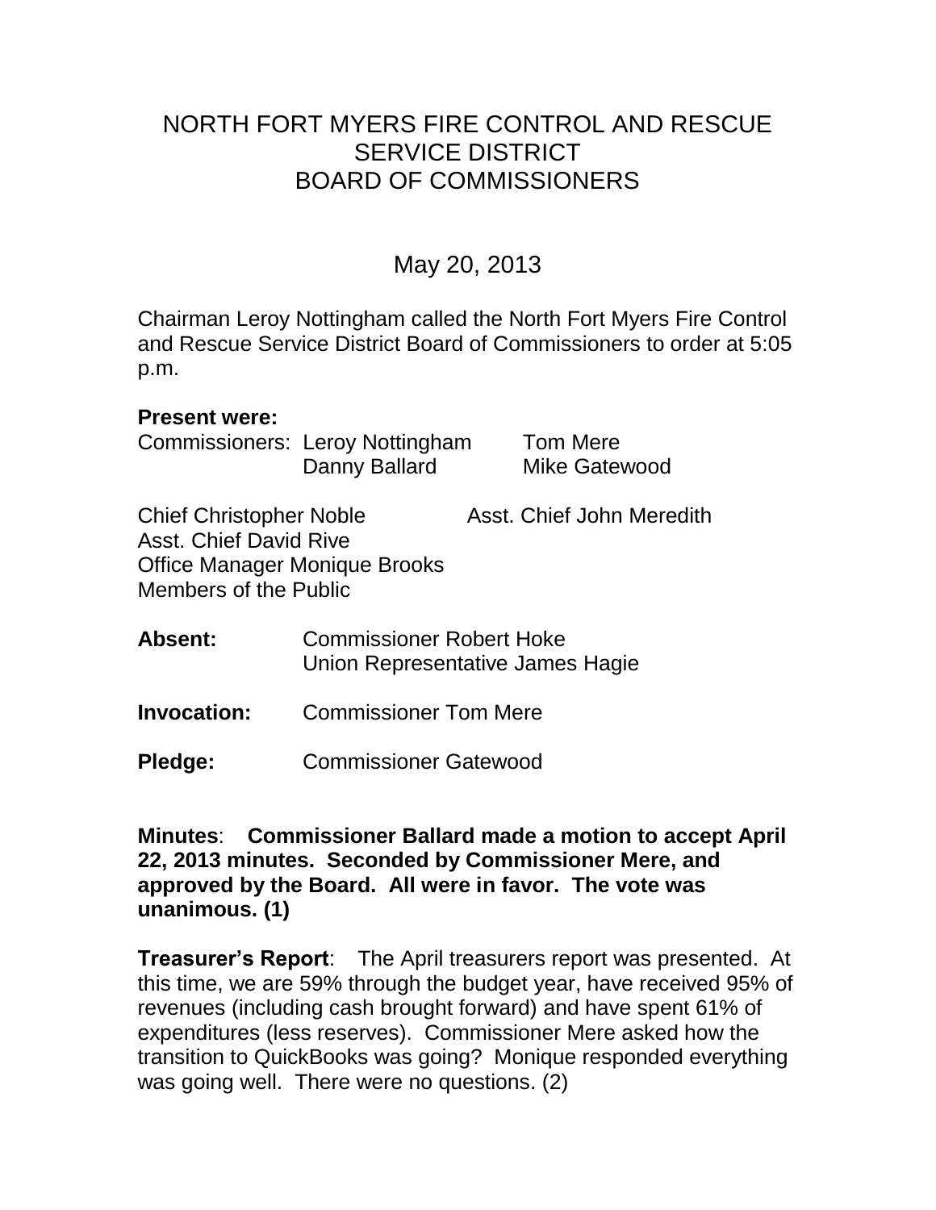# NORTH FORT MYERS FIRE CONTROL AND RESCUE SERVICE DISTRICT BOARD OF COMMISSIONERS

## May 20, 2013

Chairman Leroy Nottingham called the North Fort Myers Fire Control and Rescue Service District Board of Commissioners to order at 5:05 p.m.

**Present were:**

Commissioners: Leroy Nottingham, Tom Mere, Danny Ballard, Mike Gatewood

Chief Christopher Noble
Asst. Chief John Meredith
Asst. Chief David Rive
Office Manager Monique Brooks
Members of the Public

**Absent:** Commissioner Robert Hoke
Union Representative James Hagie

**Invocation:** Commissioner Tom Mere

**Pledge:** Commissioner Gatewood

**Minutes**: **Commissioner Ballard made a motion to accept April 22, 2013 minutes. Seconded by Commissioner Mere, and approved by the Board. All were in favor. The vote was unanimous. (1)**

**Treasurer's Report**: The April treasurers report was presented. At this time, we are 59% through the budget year, have received 95% of revenues (including cash brought forward) and have spent 61% of expenditures (less reserves). Commissioner Mere asked how the transition to QuickBooks was going? Monique responded everything was going well. There were no questions. (2)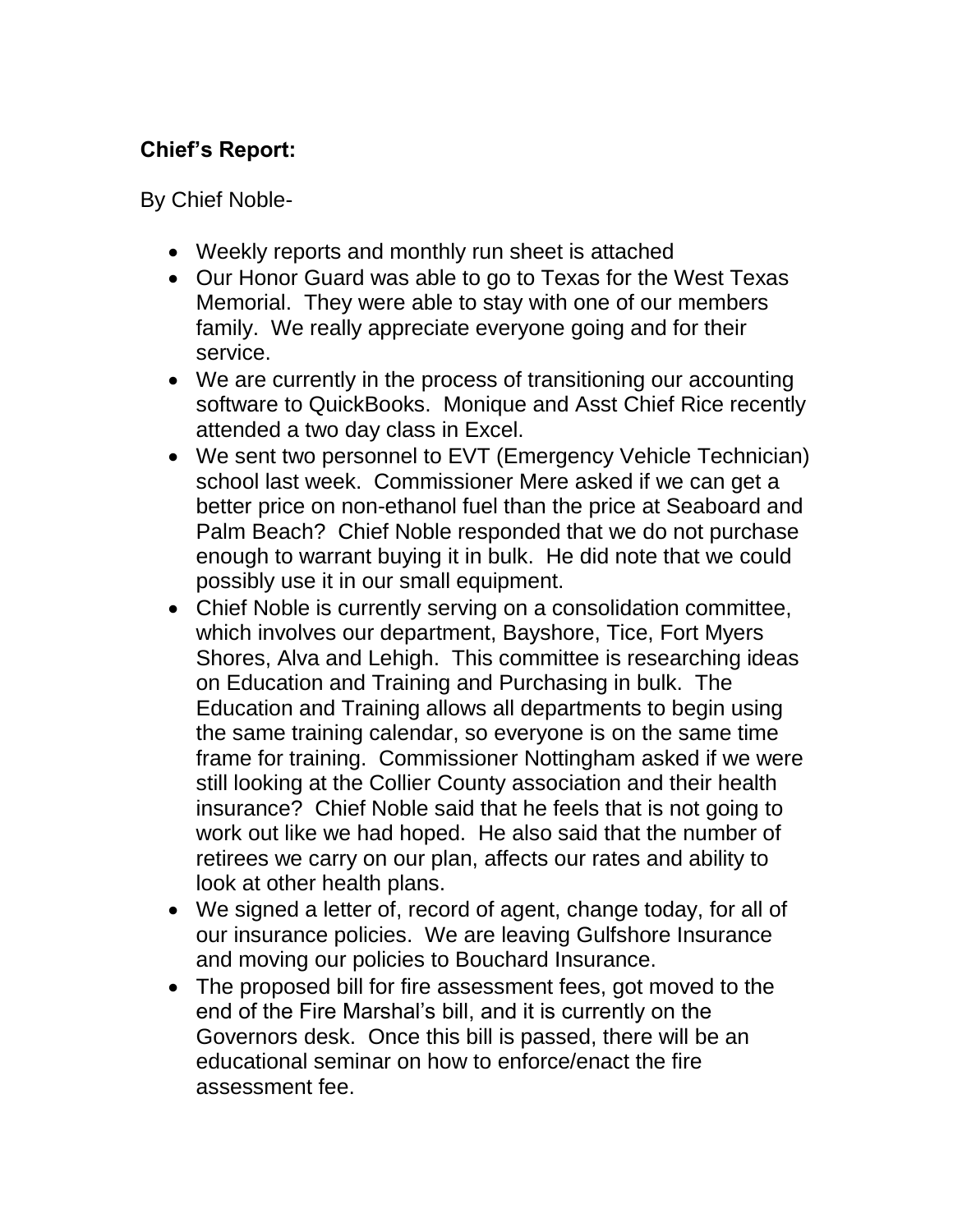**Chief's Report:**

By Chief Noble-

- Weekly reports and monthly run sheet is attached
- Our Honor Guard was able to go to Texas for the West Texas Memorial. They were able to stay with one of our members family. We really appreciate everyone going and for their service.
- We are currently in the process of transitioning our accounting software to QuickBooks. Monique and Asst Chief Rice recently attended a two day class in Excel.
- We sent two personnel to EVT (Emergency Vehicle Technician) school last week. Commissioner Mere asked if we can get a better price on non-ethanol fuel than the price at Seaboard and Palm Beach? Chief Noble responded that we do not purchase enough to warrant buying it in bulk. He did note that we could possibly use it in our small equipment.
- Chief Noble is currently serving on a consolidation committee, which involves our department, Bayshore, Tice, Fort Myers Shores, Alva and Lehigh. This committee is researching ideas on Education and Training and Purchasing in bulk. The Education and Training allows all departments to begin using the same training calendar, so everyone is on the same time frame for training. Commissioner Nottingham asked if we were still looking at the Collier County association and their health insurance? Chief Noble said that he feels that is not going to work out like we had hoped. He also said that the number of retirees we carry on our plan, affects our rates and ability to look at other health plans.
- We signed a letter of, record of agent, change today, for all of our insurance policies. We are leaving Gulfshore Insurance and moving our policies to Bouchard Insurance.
- The proposed bill for fire assessment fees, got moved to the end of the Fire Marshal's bill, and it is currently on the Governors desk. Once this bill is passed, there will be an educational seminar on how to enforce/enact the fire assessment fee.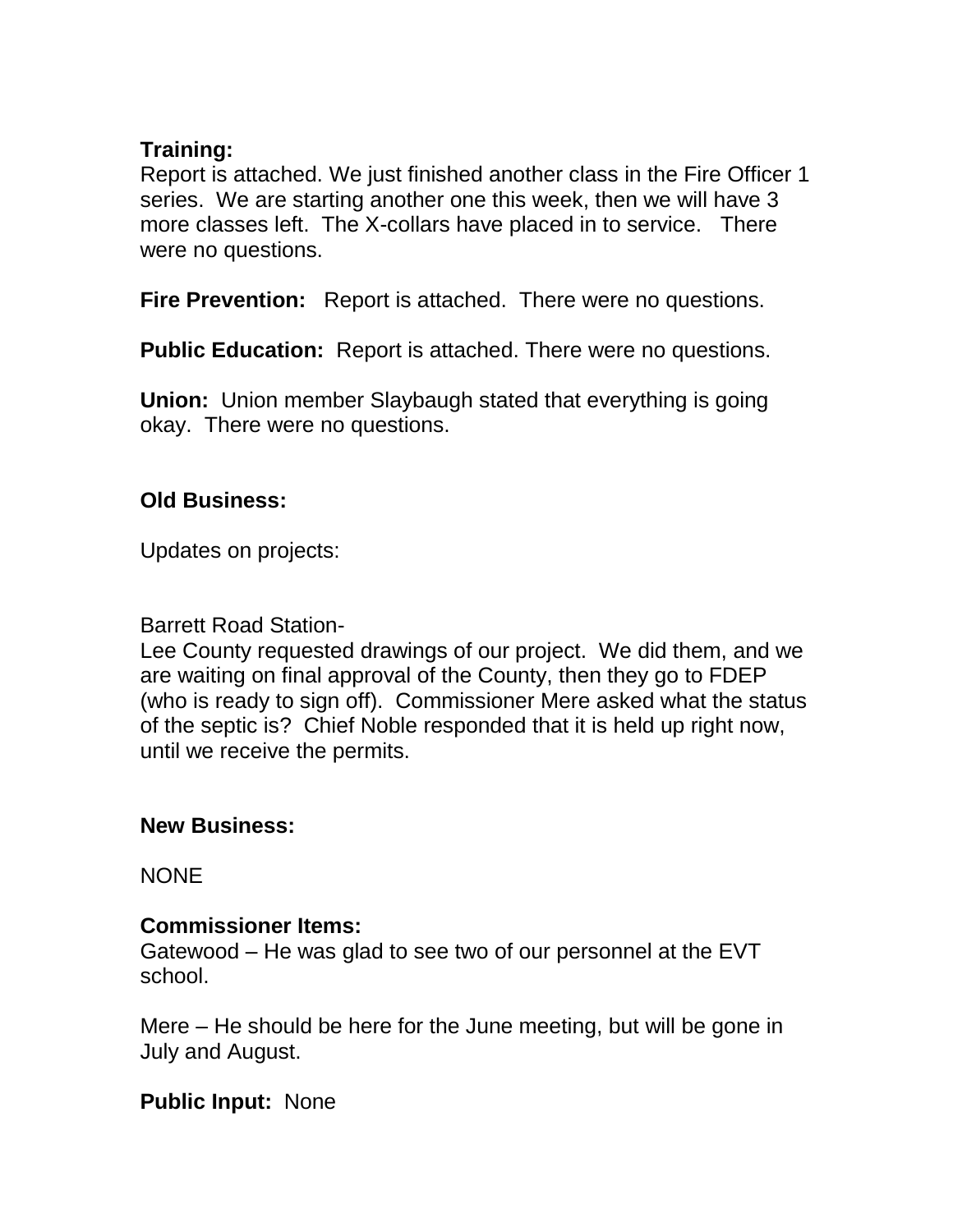**Training:**
Report is attached. We just finished another class in the Fire Officer 1 series. We are starting another one this week, then we will have 3 more classes left. The X-collars have placed in to service. There were no questions.

**Fire Prevention:** Report is attached. There were no questions.

**Public Education:** Report is attached. There were no questions.

**Union:** Union member Slaybaugh stated that everything is going okay. There were no questions.

**Old Business:**

Updates on projects:

Barrett Road Station-
Lee County requested drawings of our project. We did them, and we are waiting on final approval of the County, then they go to FDEP (who is ready to sign off). Commissioner Mere asked what the status of the septic is? Chief Noble responded that it is held up right now, until we receive the permits.

**New Business:**

NONE

**Commissioner Items:**
Gatewood – He was glad to see two of our personnel at the EVT school.

Mere – He should be here for the June meeting, but will be gone in July and August.

**Public Input:** None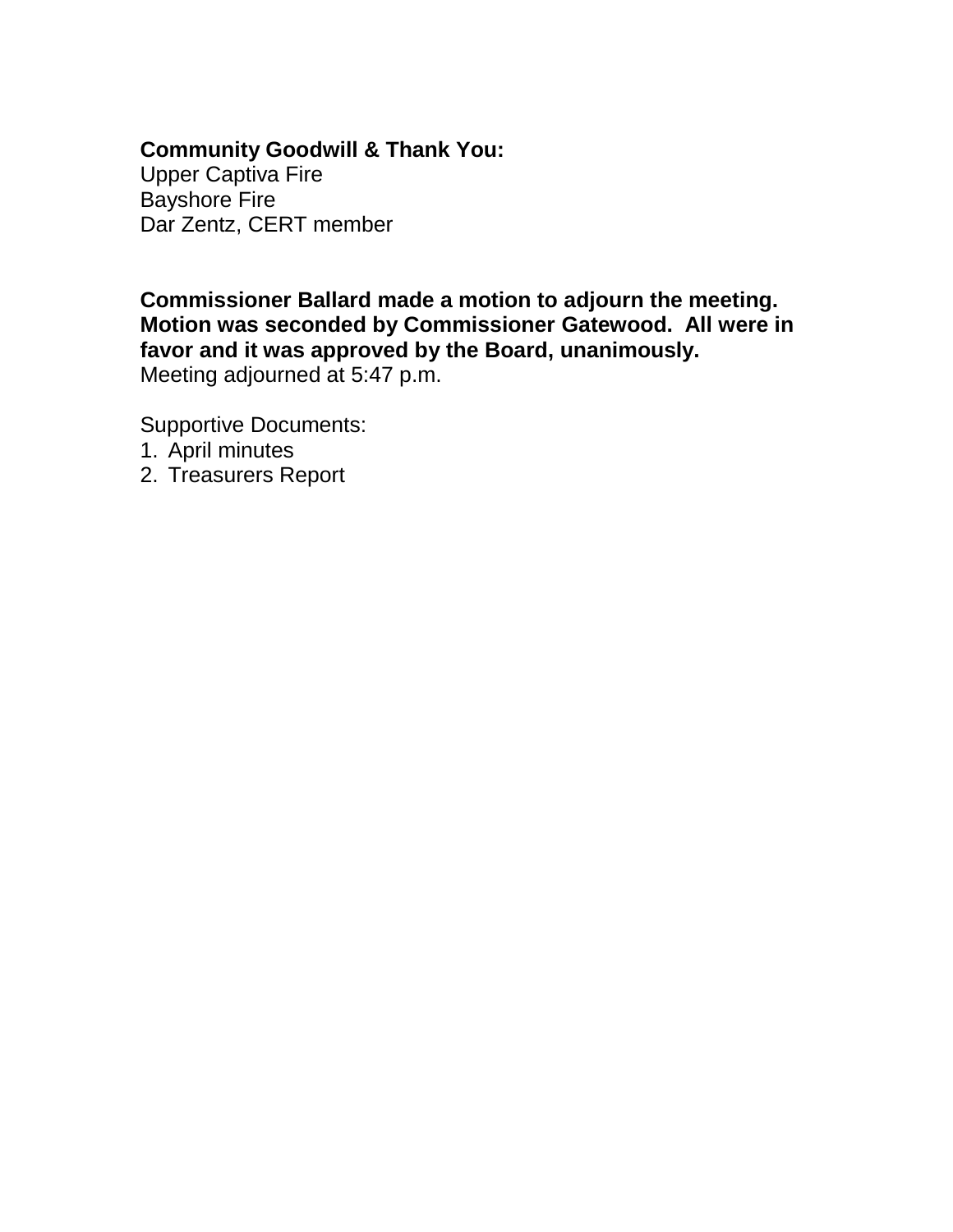**Community Goodwill & Thank You:**
Upper Captiva Fire
Bayshore Fire
Dar Zentz, CERT member

**Commissioner Ballard made a motion to adjourn the meeting. Motion was seconded by Commissioner Gatewood. All were in favor and it was approved by the Board, unanimously.**
Meeting adjourned at 5:47 p.m.

Supportive Documents:
1. April minutes
2. Treasurers Report